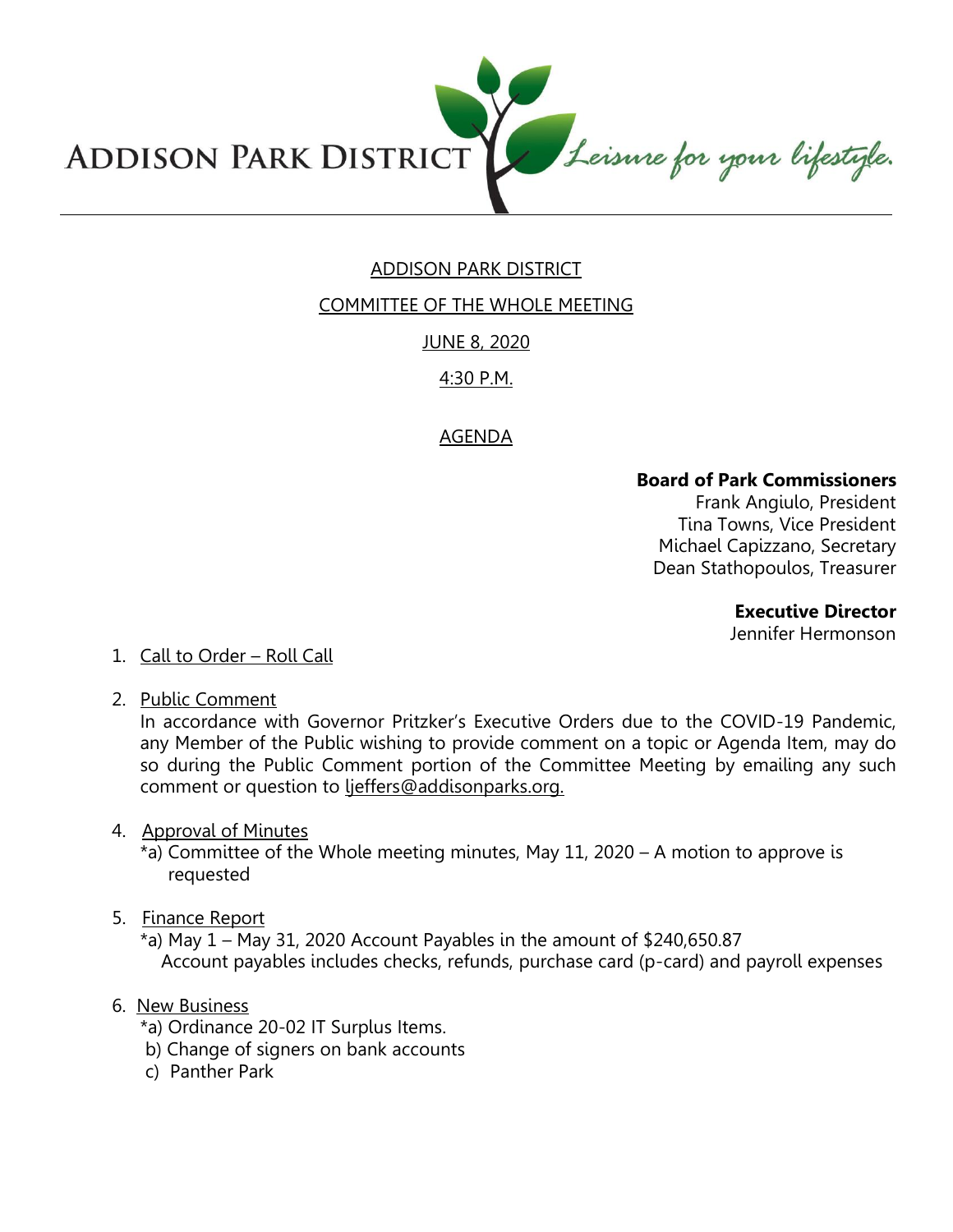ADDISON PARK DISTRICT — *Leisure for your lifestyle.*

# ADDISON PARK DISTRICT

## COMMITTEE OF THE WHOLE MEETING

JUNE 8, 2020

4:30 P.M.

## AGENDA

**Board of Park Commissioners**
Frank Angiulo, President
Tina Towns, Vice President
Michael Capizzano, Secretary
Dean Stathopoulos, Treasurer

**Executive Director**
Jennifer Hermonson

1. Call to Order – Roll Call

2. Public Comment
   In accordance with Governor Pritzker's Executive Orders due to the COVID-19 Pandemic, any Member of the Public wishing to provide comment on a topic or Agenda Item, may do so during the Public Comment portion of the Committee Meeting by emailing any such comment or question to ljeffers@addisonparks.org.

4. Approval of Minutes
   *a) Committee of the Whole meeting minutes, May 11, 2020 – A motion to approve is requested

5. Finance Report
   *a) May 1 – May 31, 2020 Account Payables in the amount of $240,650.87
   Account payables includes checks, refunds, purchase card (p-card) and payroll expenses

6. New Business
   *a) Ordinance 20-02 IT Surplus Items.
   b) Change of signers on bank accounts
   c) Panther Park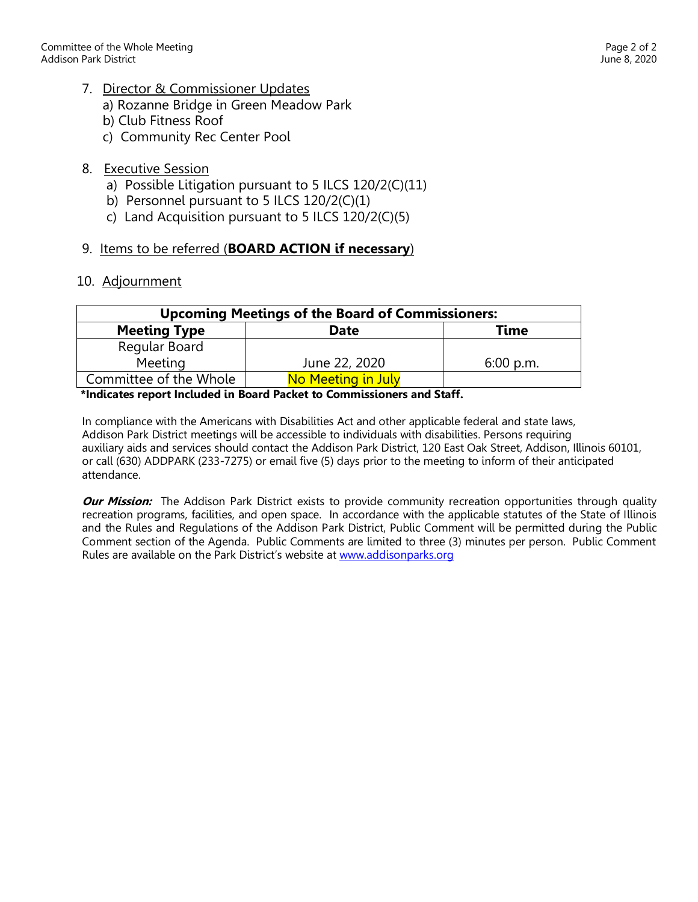7. Director & Commissioner Updates
   a) Rozanne Bridge in Green Meadow Park
   b) Club Fitness Roof
   c) Community Rec Center Pool

8. Executive Session
   a) Possible Litigation pursuant to 5 ILCS 120/2(C)(11)
   b) Personnel pursuant to 5 ILCS 120/2(C)(1)
   c) Land Acquisition pursuant to 5 ILCS 120/2(C)(5)

9. Items to be referred (**BOARD ACTION if necessary**)

10. Adjournment

| **Upcoming Meetings of the Board of Commissioners:** | | |
|---|---|---|
| **Meeting Type** | **Date** | **Time** |
| Regular Board Meeting | June 22, 2020 | 6:00 p.m. |
| Committee of the Whole | No Meeting in July | |

**\*Indicates report Included in Board Packet to Commissioners and Staff.**

In compliance with the Americans with Disabilities Act and other applicable federal and state laws, Addison Park District meetings will be accessible to individuals with disabilities. Persons requiring auxiliary aids and services should contact the Addison Park District, 120 East Oak Street, Addison, Illinois 60101, or call (630) ADDPARK (233-7275) or email five (5) days prior to the meeting to inform of their anticipated attendance.

***Our Mission:*** The Addison Park District exists to provide community recreation opportunities through quality recreation programs, facilities, and open space. In accordance with the applicable statutes of the State of Illinois and the Rules and Regulations of the Addison Park District, Public Comment will be permitted during the Public Comment section of the Agenda. Public Comments are limited to three (3) minutes per person. Public Comment Rules are available on the Park District's website at www.addisonparks.org